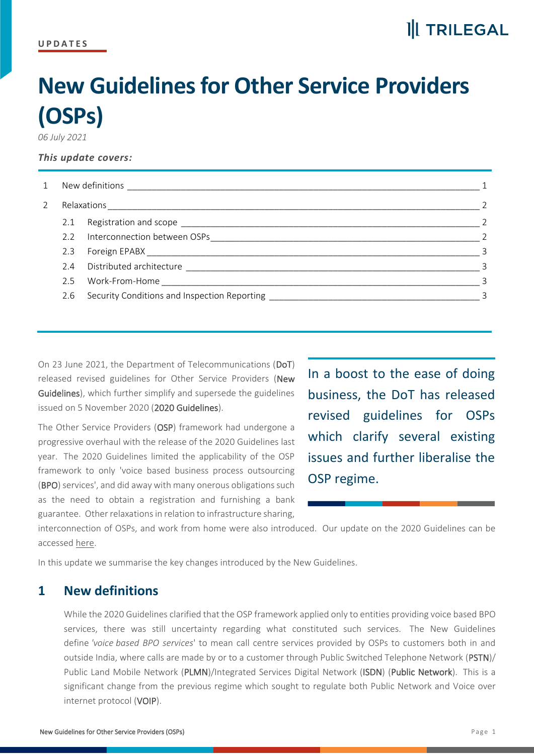UPDATES

# New Guidelines for Other Service Providers (OSPs)

*06 July 2021*

***This update covers:***

1 New definitions ____ 1

2 Relaxations ____ 2

- 2.1 Registration and scope ____ 2
- 2.2 Interconnection between OSPs ____ 2
- 2.3 Foreign EPABX ____ 3
- 2.4 Distributed architecture ____ 3
- 2.5 Work-From-Home ____ 3
- 2.6 Security Conditions and Inspection Reporting ____ 3

On 23 June 2021, the Department of Telecommunications (**DoT**) released revised guidelines for Other Service Providers (**New Guidelines**), which further simplify and supersede the guidelines issued on 5 November 2020 (**2020 Guidelines**).

> In a boost to the ease of doing business, the DoT has released revised guidelines for OSPs which clarify several existing issues and further liberalise the OSP regime.

The Other Service Providers (**OSP**) framework had undergone a progressive overhaul with the release of the 2020 Guidelines last year. The 2020 Guidelines limited the applicability of the OSP framework to only 'voice based business process outsourcing (**BPO**) services', and did away with many onerous obligations such as the need to obtain a registration and furnishing a bank guarantee. Other relaxations in relation to infrastructure sharing, interconnection of OSPs, and work from home were also introduced. Our update on the 2020 Guidelines can be accessed here.

In this update we summarise the key changes introduced by the New Guidelines.

## 1 New definitions

While the 2020 Guidelines clarified that the OSP framework applied only to entities providing voice based BPO services, there was still uncertainty regarding what constituted such services. The New Guidelines define '*voice based BPO services*' to mean call centre services provided by OSPs to customers both in and outside India, where calls are made by or to a customer through Public Switched Telephone Network (**PSTN**)/ Public Land Mobile Network (**PLMN**)/Integrated Services Digital Network (**ISDN**) (**Public Network**). This is a significant change from the previous regime which sought to regulate both Public Network and Voice over internet protocol (**VOIP**).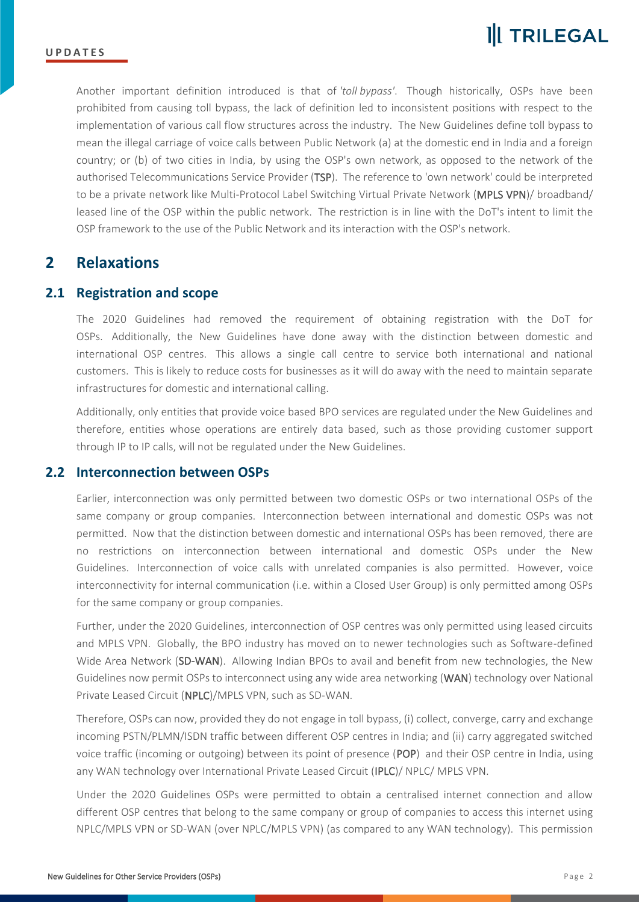Another important definition introduced is that of *'toll bypass'*. Though historically, OSPs have been prohibited from causing toll bypass, the lack of definition led to inconsistent positions with respect to the implementation of various call flow structures across the industry. The New Guidelines define toll bypass to mean the illegal carriage of voice calls between Public Network (a) at the domestic end in India and a foreign country; or (b) of two cities in India, by using the OSP's own network, as opposed to the network of the authorised Telecommunications Service Provider (**TSP**). The reference to 'own network' could be interpreted to be a private network like Multi-Protocol Label Switching Virtual Private Network (**MPLS VPN**)/ broadband/ leased line of the OSP within the public network. The restriction is in line with the DoT's intent to limit the OSP framework to the use of the Public Network and its interaction with the OSP's network.

## 2 Relaxations

### 2.1 Registration and scope

The 2020 Guidelines had removed the requirement of obtaining registration with the DoT for OSPs. Additionally, the New Guidelines have done away with the distinction between domestic and international OSP centres. This allows a single call centre to service both international and national customers. This is likely to reduce costs for businesses as it will do away with the need to maintain separate infrastructures for domestic and international calling.

Additionally, only entities that provide voice based BPO services are regulated under the New Guidelines and therefore, entities whose operations are entirely data based, such as those providing customer support through IP to IP calls, will not be regulated under the New Guidelines.

### 2.2 Interconnection between OSPs

Earlier, interconnection was only permitted between two domestic OSPs or two international OSPs of the same company or group companies. Interconnection between international and domestic OSPs was not permitted. Now that the distinction between domestic and international OSPs has been removed, there are no restrictions on interconnection between international and domestic OSPs under the New Guidelines. Interconnection of voice calls with unrelated companies is also permitted. However, voice interconnectivity for internal communication (i.e. within a Closed User Group) is only permitted among OSPs for the same company or group companies.

Further, under the 2020 Guidelines, interconnection of OSP centres was only permitted using leased circuits and MPLS VPN. Globally, the BPO industry has moved on to newer technologies such as Software-defined Wide Area Network (**SD-WAN**). Allowing Indian BPOs to avail and benefit from new technologies, the New Guidelines now permit OSPs to interconnect using any wide area networking (**WAN**) technology over National Private Leased Circuit (**NPLC**)/MPLS VPN, such as SD-WAN.

Therefore, OSPs can now, provided they do not engage in toll bypass, (i) collect, converge, carry and exchange incoming PSTN/PLMN/ISDN traffic between different OSP centres in India; and (ii) carry aggregated switched voice traffic (incoming or outgoing) between its point of presence (**POP**) and their OSP centre in India, using any WAN technology over International Private Leased Circuit (**IPLC**)/ NPLC/ MPLS VPN.

Under the 2020 Guidelines OSPs were permitted to obtain a centralised internet connection and allow different OSP centres that belong to the same company or group of companies to access this internet using NPLC/MPLS VPN or SD-WAN (over NPLC/MPLS VPN) (as compared to any WAN technology). This permission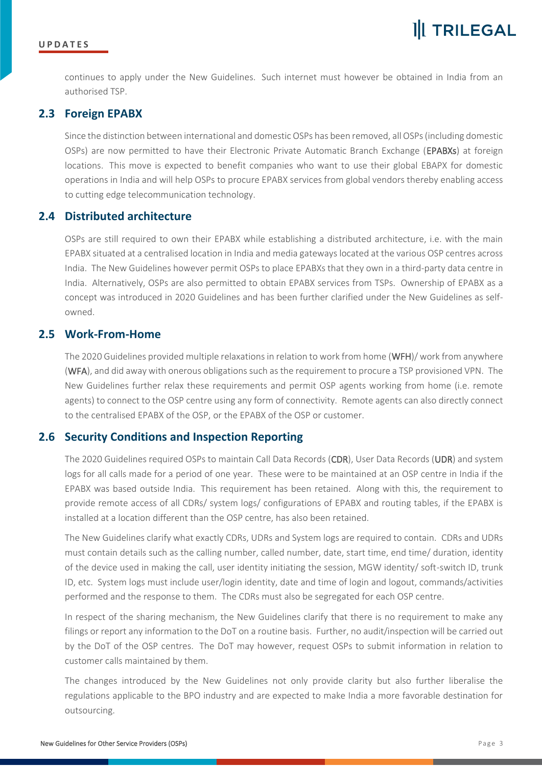continues to apply under the New Guidelines. Such internet must however be obtained in India from an authorised TSP.

## 2.3 Foreign EPABX

Since the distinction between international and domestic OSPs has been removed, all OSPs (including domestic OSPs) are now permitted to have their Electronic Private Automatic Branch Exchange (**EPABXs**) at foreign locations. This move is expected to benefit companies who want to use their global EBAPX for domestic operations in India and will help OSPs to procure EPABX services from global vendors thereby enabling access to cutting edge telecommunication technology.

## 2.4 Distributed architecture

OSPs are still required to own their EPABX while establishing a distributed architecture, i.e. with the main EPABX situated at a centralised location in India and media gateways located at the various OSP centres across India. The New Guidelines however permit OSPs to place EPABXs that they own in a third-party data centre in India. Alternatively, OSPs are also permitted to obtain EPABX services from TSPs. Ownership of EPABX as a concept was introduced in 2020 Guidelines and has been further clarified under the New Guidelines as self-owned.

## 2.5 Work-From-Home

The 2020 Guidelines provided multiple relaxations in relation to work from home (**WFH**)/ work from anywhere (**WFA**), and did away with onerous obligations such as the requirement to procure a TSP provisioned VPN. The New Guidelines further relax these requirements and permit OSP agents working from home (i.e. remote agents) to connect to the OSP centre using any form of connectivity. Remote agents can also directly connect to the centralised EPABX of the OSP, or the EPABX of the OSP or customer.

## 2.6 Security Conditions and Inspection Reporting

The 2020 Guidelines required OSPs to maintain Call Data Records (**CDR**), User Data Records (**UDR**) and system logs for all calls made for a period of one year. These were to be maintained at an OSP centre in India if the EPABX was based outside India. This requirement has been retained. Along with this, the requirement to provide remote access of all CDRs/ system logs/ configurations of EPABX and routing tables, if the EPABX is installed at a location different than the OSP centre, has also been retained.

The New Guidelines clarify what exactly CDRs, UDRs and System logs are required to contain. CDRs and UDRs must contain details such as the calling number, called number, date, start time, end time/ duration, identity of the device used in making the call, user identity initiating the session, MGW identity/ soft-switch ID, trunk ID, etc. System logs must include user/login identity, date and time of login and logout, commands/activities performed and the response to them. The CDRs must also be segregated for each OSP centre.

In respect of the sharing mechanism, the New Guidelines clarify that there is no requirement to make any filings or report any information to the DoT on a routine basis. Further, no audit/inspection will be carried out by the DoT of the OSP centres. The DoT may however, request OSPs to submit information in relation to customer calls maintained by them.

The changes introduced by the New Guidelines not only provide clarity but also further liberalise the regulations applicable to the BPO industry and are expected to make India a more favorable destination for outsourcing.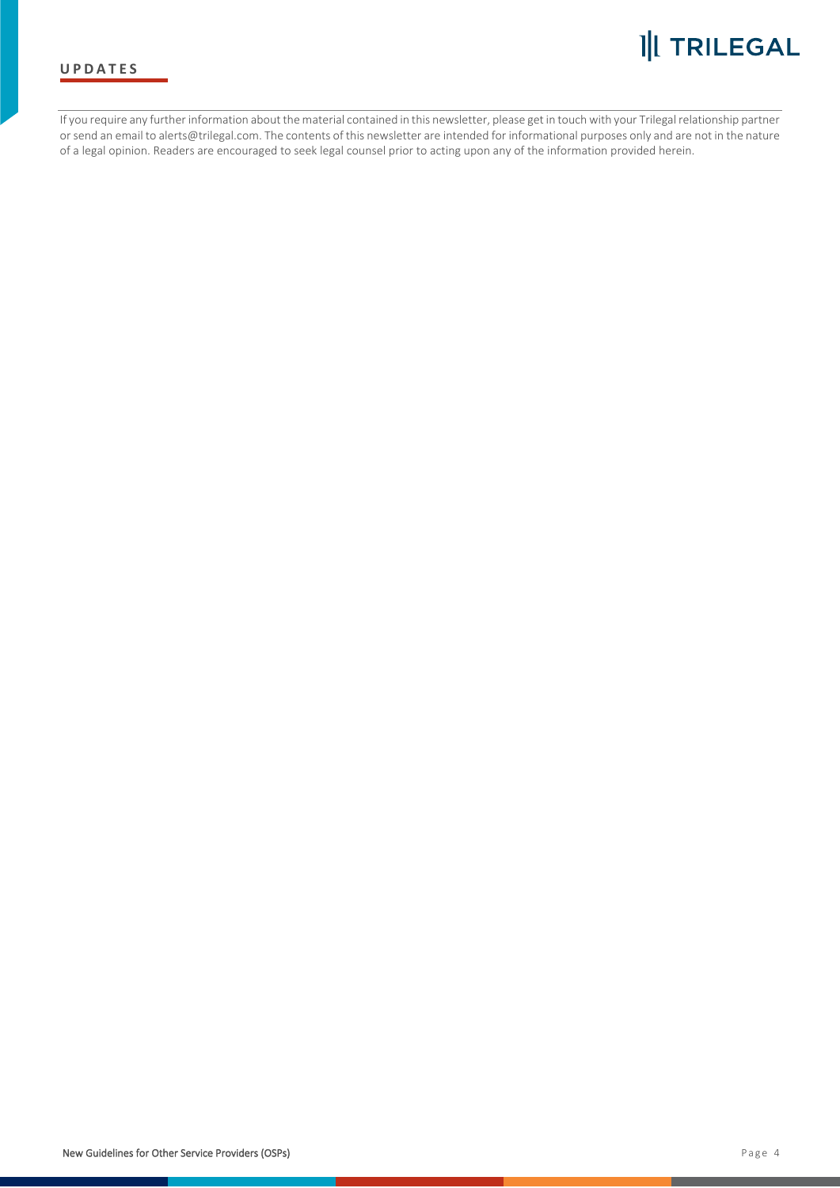If you require any further information about the material contained in this newsletter, please get in touch with your Trilegal relationship partner or send an email to alerts@trilegal.com. The contents of this newsletter are intended for informational purposes only and are not in the nature of a legal opinion. Readers are encouraged to seek legal counsel prior to acting upon any of the information provided herein.